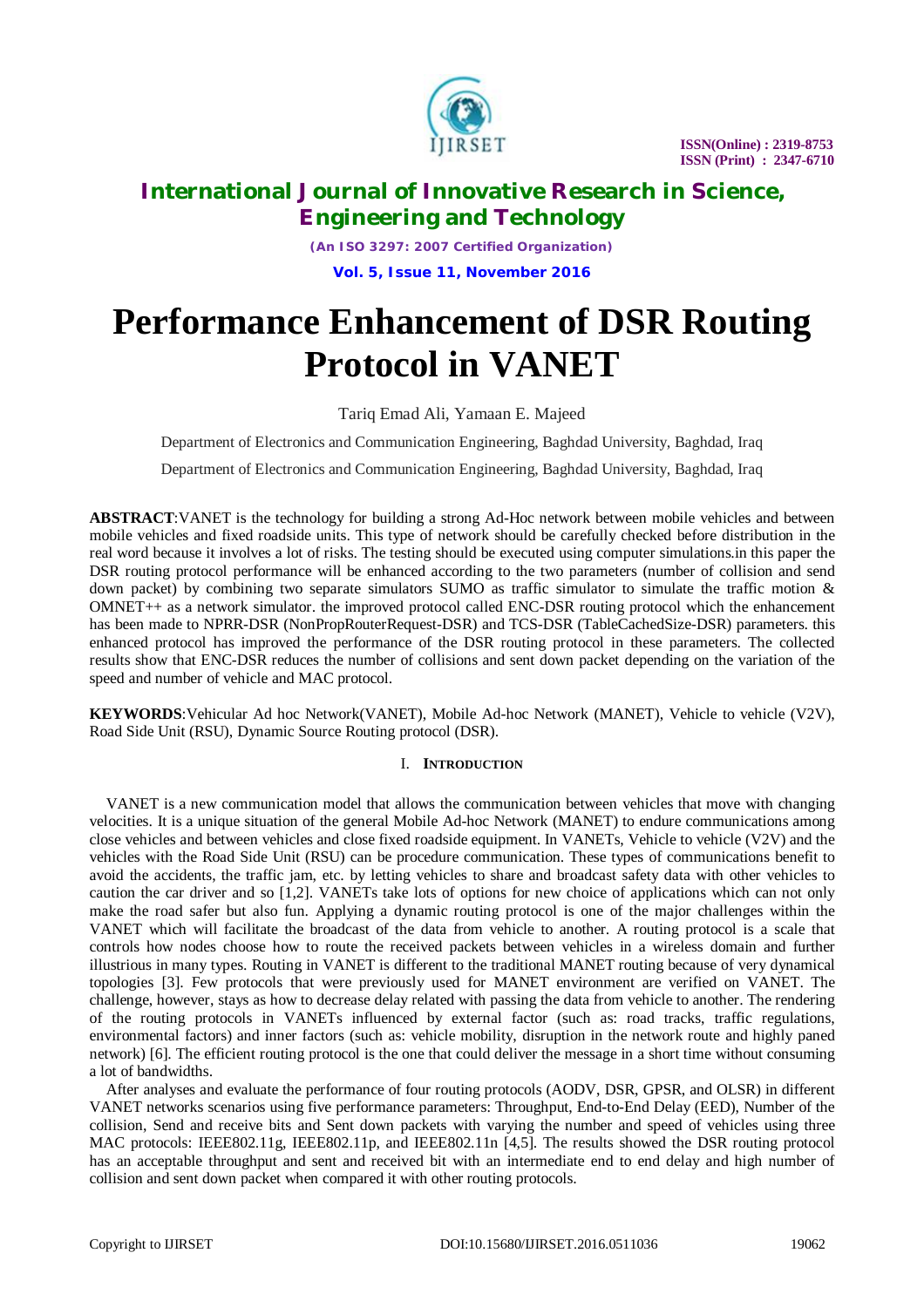# Performance Enhancement of DSR Routing Protocol in VANET

Tariq Emad Ali, Yamaan E. Majeed

Department of Electronics and Communication Engineering, Baghdad University, Baghdad, Iraq

Department of Electronics and Communication Engineering, Baghdad University, Baghdad, Iraq

**ABSTRACT**:VANET is the technology for building a strong Ad-Hoc network between mobile vehicles and between mobile vehicles and fixed roadside units. This type of network should be carefully checked before distribution in the real word because it involves a lot of risks. The testing should be executed using computer simulations.in this paper the DSR routing protocol performance will be enhanced according to the two parameters (number of collision and send down packet) by combining two separate simulators SUMO as traffic simulator to simulate the traffic motion & OMNET++ as a network simulator. the improved protocol called ENC-DSR routing protocol which the enhancement has been made to NPRR-DSR (NonPropRouterRequest-DSR) and TCS-DSR (TableCachedSize-DSR) parameters. this enhanced protocol has improved the performance of the DSR routing protocol in these parameters. The collected results show that ENC-DSR reduces the number of collisions and sent down packet depending on the variation of the speed and number of vehicle and MAC protocol.

**KEYWORDS**:Vehicular Ad hoc Network(VANET), Mobile Ad-hoc Network (MANET), Vehicle to vehicle (V2V), Road Side Unit (RSU), Dynamic Source Routing protocol (DSR).

## I. INTRODUCTION

VANET is a new communication model that allows the communication between vehicles that move with changing velocities. It is a unique situation of the general Mobile Ad-hoc Network (MANET) to endure communications among close vehicles and between vehicles and close fixed roadside equipment. In VANETs, Vehicle to vehicle (V2V) and the vehicles with the Road Side Unit (RSU) can be procedure communication. These types of communications benefit to avoid the accidents, the traffic jam, etc. by letting vehicles to share and broadcast safety data with other vehicles to caution the car driver and so [1,2]. VANETs take lots of options for new choice of applications which can not only make the road safer but also fun. Applying a dynamic routing protocol is one of the major challenges within the VANET which will facilitate the broadcast of the data from vehicle to another. A routing protocol is a scale that controls how nodes choose how to route the received packets between vehicles in a wireless domain and further illustrious in many types. Routing in VANET is different to the traditional MANET routing because of very dynamical topologies [3]. Few protocols that were previously used for MANET environment are verified on VANET. The challenge, however, stays as how to decrease delay related with passing the data from vehicle to another. The rendering of the routing protocols in VANETs influenced by external factor (such as: road tracks, traffic regulations, environmental factors) and inner factors (such as: vehicle mobility, disruption in the network route and highly paned network) [6]. The efficient routing protocol is the one that could deliver the message in a short time without consuming a lot of bandwidths.

After analyses and evaluate the performance of four routing protocols (AODV, DSR, GPSR, and OLSR) in different VANET networks scenarios using five performance parameters: Throughput, End-to-End Delay (EED), Number of the collision, Send and receive bits and Sent down packets with varying the number and speed of vehicles using three MAC protocols: IEEE802.11g, IEEE802.11p, and IEEE802.11n [4,5]. The results showed the DSR routing protocol has an acceptable throughput and sent and received bit with an intermediate end to end delay and high number of collision and sent down packet when compared it with other routing protocols.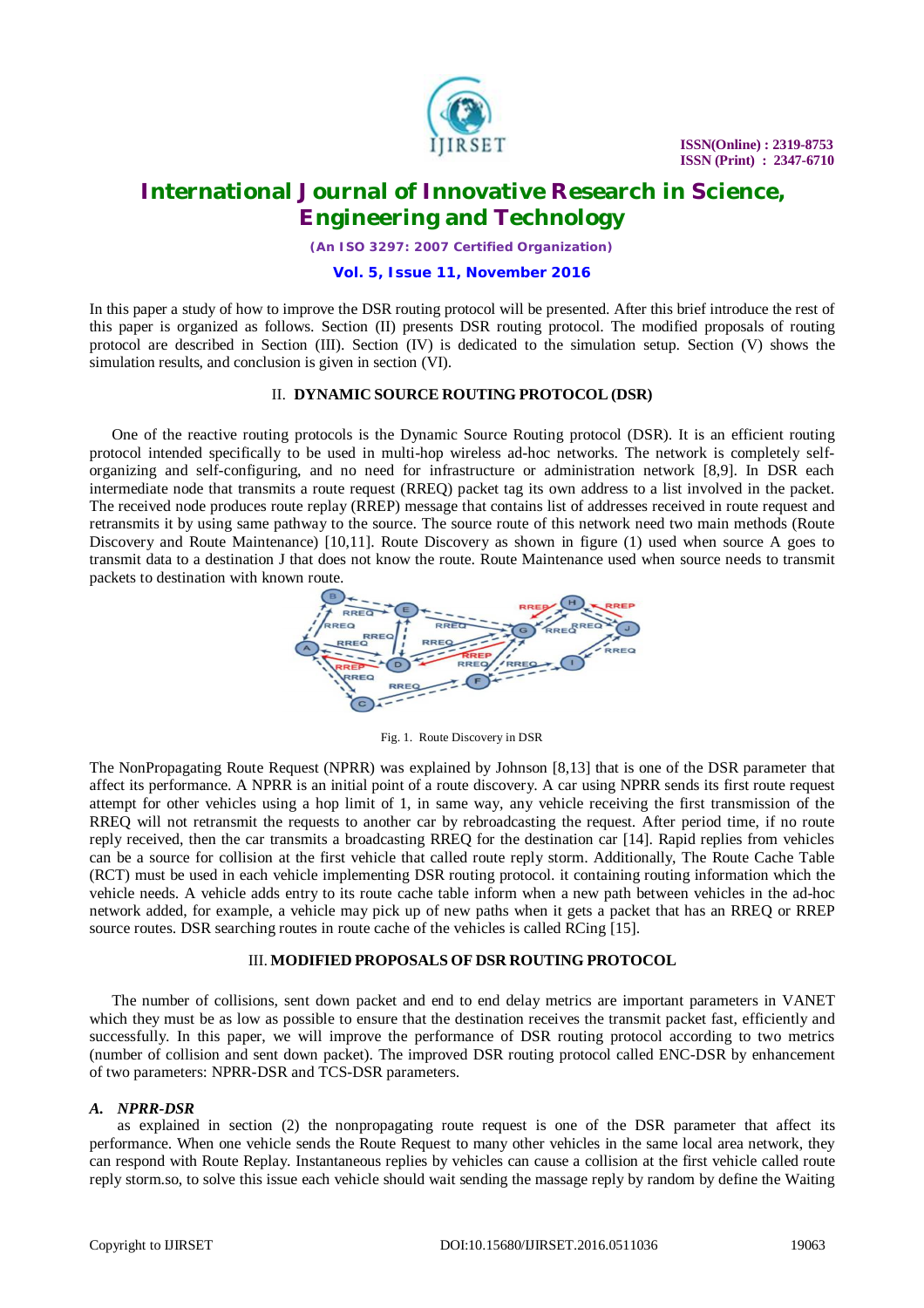In this paper a study of how to improve the DSR routing protocol will be presented. After this brief introduce the rest of this paper is organized as follows. Section (II) presents DSR routing protocol. The modified proposals of routing protocol are described in Section (III). Section (IV) is dedicated to the simulation setup. Section (V) shows the simulation results, and conclusion is given in section (VI).

## II. DYNAMIC SOURCE ROUTING PROTOCOL (DSR)

One of the reactive routing protocols is the Dynamic Source Routing protocol (DSR). It is an efficient routing protocol intended specifically to be used in multi-hop wireless ad-hoc networks. The network is completely self-organizing and self-configuring, and no need for infrastructure or administration network [8,9]. In DSR each intermediate node that transmits a route request (RREQ) packet tag its own address to a list involved in the packet. The received node produces route replay (RREP) message that contains list of addresses received in route request and retransmits it by using same pathway to the source. The source route of this network need two main methods (Route Discovery and Route Maintenance) [10,11]. Route Discovery as shown in figure (1) used when source A goes to transmit data to a destination J that does not know the route. Route Maintenance used when source needs to transmit packets to destination with known route.

Fig. 1. Route Discovery in DSR

The NonPropagating Route Request (NPRR) was explained by Johnson [8,13] that is one of the DSR parameter that affect its performance. A NPRR is an initial point of a route discovery. A car using NPRR sends its first route request attempt for other vehicles using a hop limit of 1, in same way, any vehicle receiving the first transmission of the RREQ will not retransmit the requests to another car by rebroadcasting the request. After period time, if no route reply received, then the car transmits a broadcasting RREQ for the destination car [14]. Rapid replies from vehicles can be a source for collision at the first vehicle that called route reply storm. Additionally, The Route Cache Table (RCT) must be used in each vehicle implementing DSR routing protocol. it containing routing information which the vehicle needs. A vehicle adds entry to its route cache table inform when a new path between vehicles in the ad-hoc network added, for example, a vehicle may pick up of new paths when it gets a packet that has an RREQ or RREP source routes. DSR searching routes in route cache of the vehicles is called RCing [15].

## III. MODIFIED PROPOSALS OF DSR ROUTING PROTOCOL

The number of collisions, sent down packet and end to end delay metrics are important parameters in VANET which they must be as low as possible to ensure that the destination receives the transmit packet fast, efficiently and successfully. In this paper, we will improve the performance of DSR routing protocol according to two metrics (number of collision and sent down packet). The improved DSR routing protocol called ENC-DSR by enhancement of two parameters: NPRR-DSR and TCS-DSR parameters.

### *A. NPRR-DSR*

as explained in section (2) the nonpropagating route request is one of the DSR parameter that affect its performance. When one vehicle sends the Route Request to many other vehicles in the same local area network, they can respond with Route Replay. Instantaneous replies by vehicles can cause a collision at the first vehicle called route reply storm.so, to solve this issue each vehicle should wait sending the massage reply by random by define the Waiting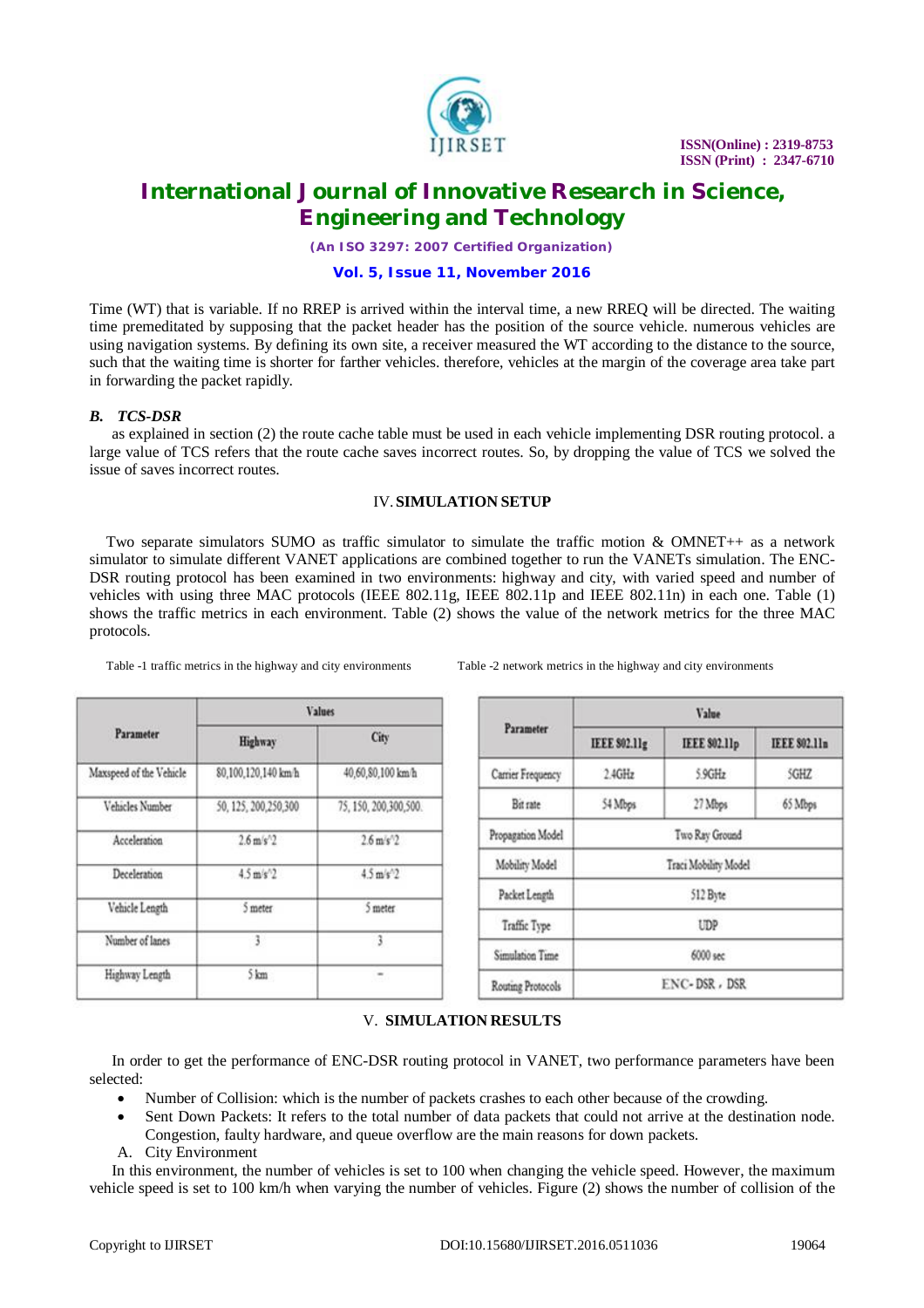Time (WT) that is variable. If no RREP is arrived within the interval time, a new RREQ will be directed. The waiting time premeditated by supposing that the packet header has the position of the source vehicle. numerous vehicles are using navigation systems. By defining its own site, a receiver measured the WT according to the distance to the source, such that the waiting time is shorter for farther vehicles. therefore, vehicles at the margin of the coverage area take part in forwarding the packet rapidly.

### *B. TCS-DSR*

as explained in section (2) the route cache table must be used in each vehicle implementing DSR routing protocol. a large value of TCS refers that the route cache saves incorrect routes. So, by dropping the value of TCS we solved the issue of saves incorrect routes.

## IV. SIMULATION SETUP

Two separate simulators SUMO as traffic simulator to simulate the traffic motion & OMNET++ as a network simulator to simulate different VANET applications are combined together to run the VANETs simulation. The ENC-DSR routing protocol has been examined in two environments: highway and city, with varied speed and number of vehicles with using three MAC protocols (IEEE 802.11g, IEEE 802.11p and IEEE 802.11n) in each one. Table (1) shows the traffic metrics in each environment. Table (2) shows the value of the network metrics for the three MAC protocols.

Table -1 traffic metrics in the highway and city environments

| Parameter | Values | |
|---|---|---|
| | Highway | City |
| Maxspeed of the Vehicle | 80,100,120,140 km/h | 40,60,80,100 km/h |
| Vehicles Number | 50, 125, 200,250,300 | 75, 150, 200,300,500. |
| Acceleration | 2.6 m/s^2 | 2.6 m/s^2 |
| Deceleration | 4.5 m/s^2 | 4.5 m/s^2 |
| Vehicle Length | 5 meter | 5 meter |
| Number of lanes | 3 | 3 |
| Highway Length | 5 km | - |

Table -2 network metrics in the highway and city environments

| Parameter | Value | | |
|---|---|---|---|
| | IEEE 802.11g | IEEE 802.11p | IEEE 802.11n |
| Carrier Frequency | 2.4GHz | 5.9GHz | 5GHZ |
| Bit rate | 54 Mbps | 27 Mbps | 65 Mbps |
| Propagation Model | Two Ray Ground | | |
| Mobility Model | Traci Mobility Model | | |
| Packet Length | 512 Byte | | |
| Traffic Type | UDP | | |
| Simulation Time | 6000 sec | | |
| Routing Protocols | ENC-DSR , DSR | | |

## V. SIMULATION RESULTS

In order to get the performance of ENC-DSR routing protocol in VANET, two performance parameters have been selected:

- Number of Collision: which is the number of packets crashes to each other because of the crowding.
- Sent Down Packets: It refers to the total number of data packets that could not arrive at the destination node. Congestion, faulty hardware, and queue overflow are the main reasons for down packets.

A. City Environment

In this environment, the number of vehicles is set to 100 when changing the vehicle speed. However, the maximum vehicle speed is set to 100 km/h when varying the number of vehicles. Figure (2) shows the number of collision of the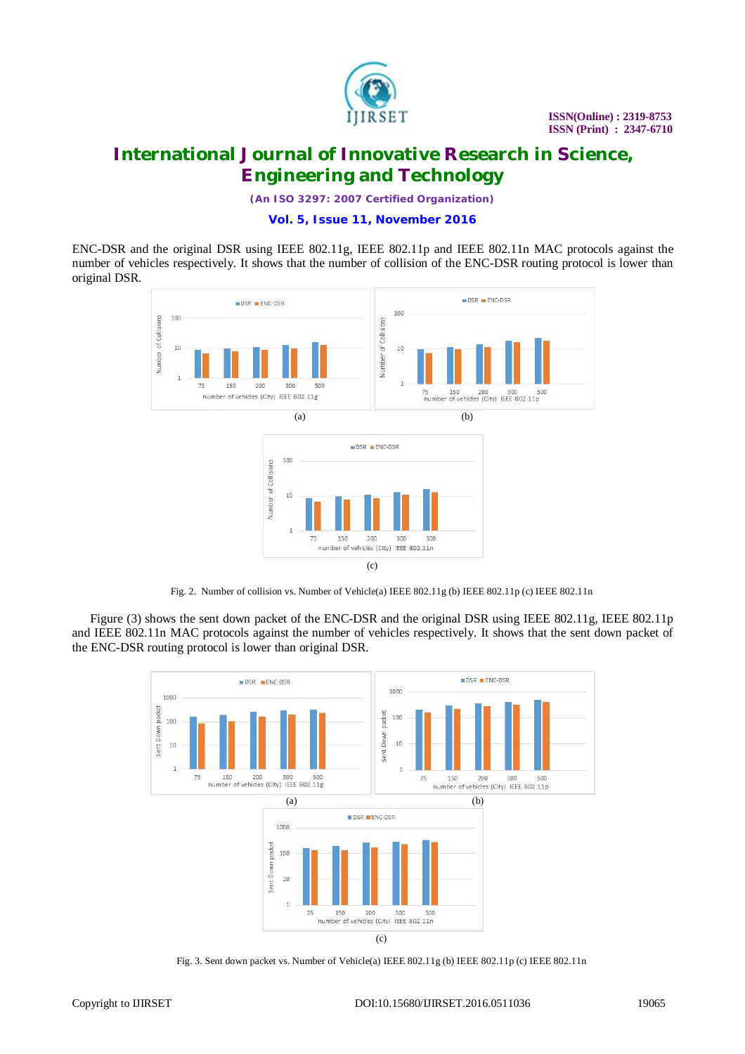ENC-DSR and the original DSR using IEEE 802.11g, IEEE 802.11p and IEEE 802.11n MAC protocols against the number of vehicles respectively. It shows that the number of collision of the ENC-DSR routing protocol is lower than original DSR.

Fig. 2. Number of collision vs. Number of Vehicle(a) IEEE 802.11g (b) IEEE 802.11p (c) IEEE 802.11n

Figure (3) shows the sent down packet of the ENC-DSR and the original DSR using IEEE 802.11g, IEEE 802.11p and IEEE 802.11n MAC protocols against the number of vehicles respectively. It shows that the sent down packet of the ENC-DSR routing protocol is lower than original DSR.

Fig. 3. Sent down packet vs. Number of Vehicle(a) IEEE 802.11g (b) IEEE 802.11p (c) IEEE 802.11n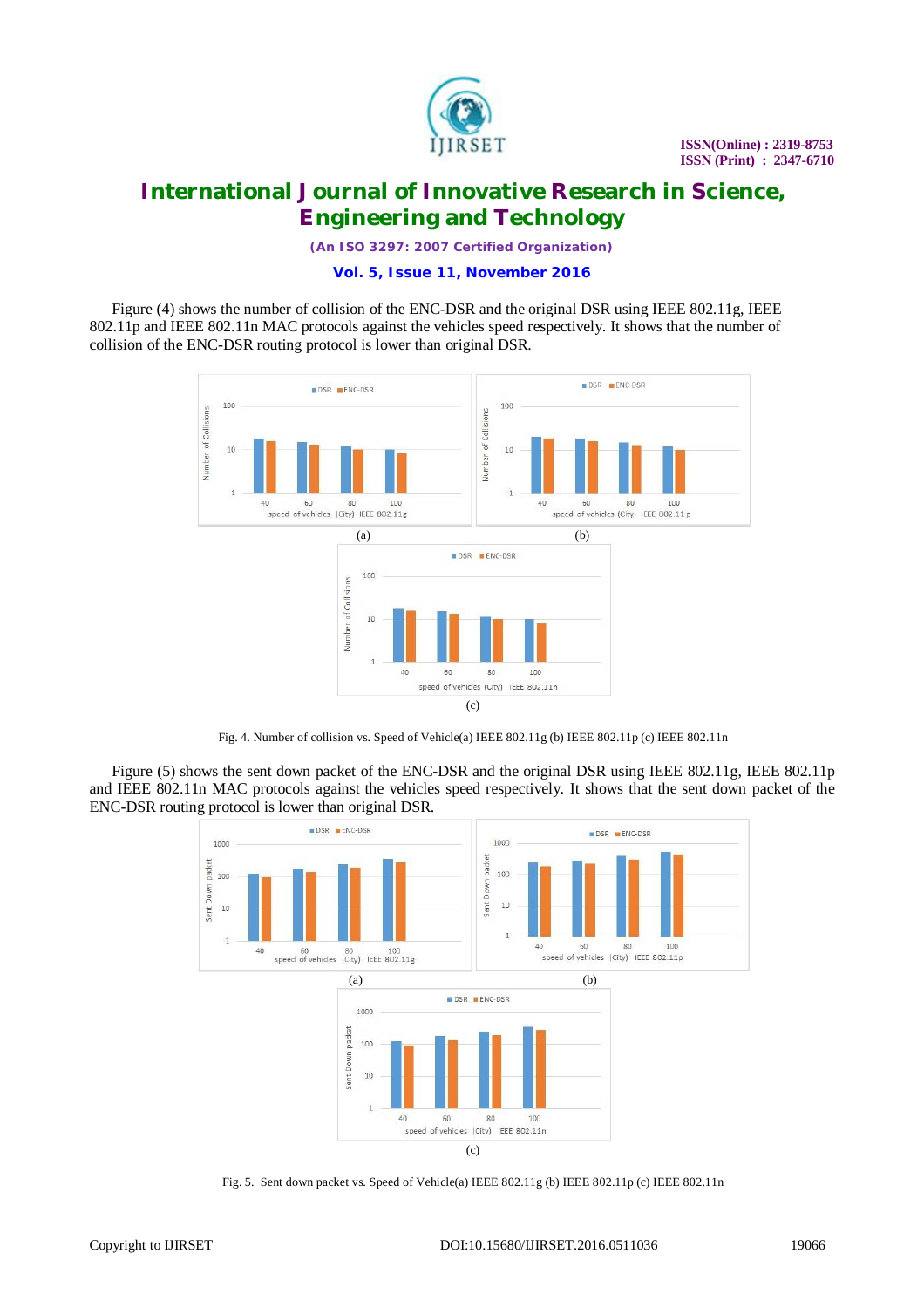Figure (4) shows the number of collision of the ENC-DSR and the original DSR using IEEE 802.11g, IEEE 802.11p and IEEE 802.11n MAC protocols against the vehicles speed respectively. It shows that the number of collision of the ENC-DSR routing protocol is lower than original DSR.

Fig. 4. Number of collision vs. Speed of Vehicle(a) IEEE 802.11g (b) IEEE 802.11p (c) IEEE 802.11n

Figure (5) shows the sent down packet of the ENC-DSR and the original DSR using IEEE 802.11g, IEEE 802.11p and IEEE 802.11n MAC protocols against the vehicles speed respectively. It shows that the sent down packet of the ENC-DSR routing protocol is lower than original DSR.

Fig. 5. Sent down packet vs. Speed of Vehicle(a) IEEE 802.11g (b) IEEE 802.11p (c) IEEE 802.11n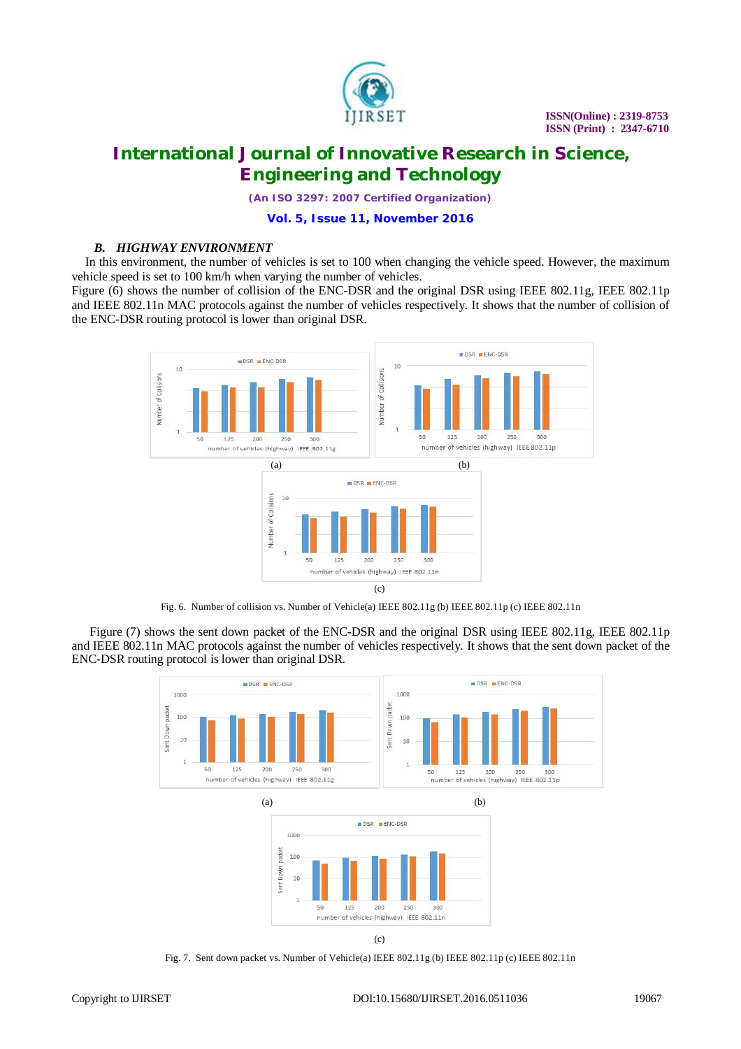### B. HIGHWAY ENVIRONMENT

In this environment, the number of vehicles is set to 100 when changing the vehicle speed. However, the maximum vehicle speed is set to 100 km/h when varying the number of vehicles.

Figure (6) shows the number of collision of the ENC-DSR and the original DSR using IEEE 802.11g, IEEE 802.11p and IEEE 802.11n MAC protocols against the number of vehicles respectively. It shows that the number of collision of the ENC-DSR routing protocol is lower than original DSR.

(a) (b)

(c)

Fig. 6. Number of collision vs. Number of Vehicle(a) IEEE 802.11g (b) IEEE 802.11p (c) IEEE 802.11n

Figure (7) shows the sent down packet of the ENC-DSR and the original DSR using IEEE 802.11g, IEEE 802.11p and IEEE 802.11n MAC protocols against the number of vehicles respectively. It shows that the sent down packet of the ENC-DSR routing protocol is lower than original DSR.

(a) (b)

(c)

Fig. 7. Sent down packet vs. Number of Vehicle(a) IEEE 802.11g (b) IEEE 802.11p (c) IEEE 802.11n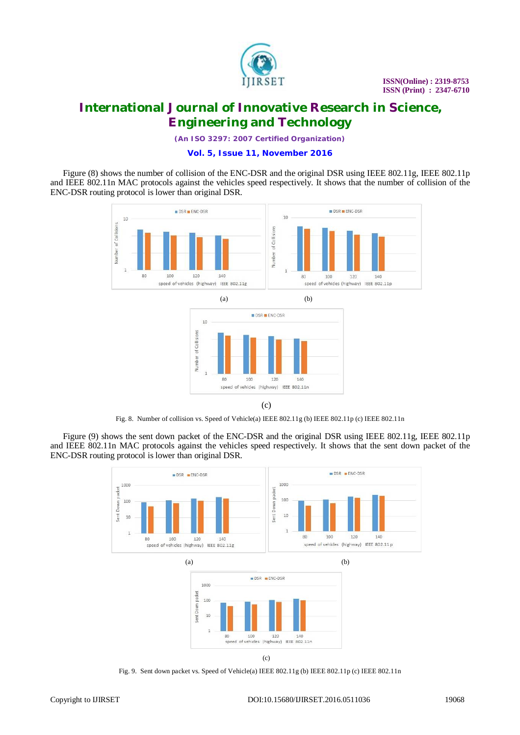Figure (8) shows the number of collision of the ENC-DSR and the original DSR using IEEE 802.11g, IEEE 802.11p and IEEE 802.11n MAC protocols against the vehicles speed respectively. It shows that the number of collision of the ENC-DSR routing protocol is lower than original DSR.

(a) (b)

(c)

Fig. 8. Number of collision vs. Speed of Vehicle(a) IEEE 802.11g (b) IEEE 802.11p (c) IEEE 802.11n

Figure (9) shows the sent down packet of the ENC-DSR and the original DSR using IEEE 802.11g, IEEE 802.11p and IEEE 802.11n MAC protocols against the vehicles speed respectively. It shows that the sent down packet of the ENC-DSR routing protocol is lower than original DSR.

(a) (b)

(c)

Fig. 9. Sent down packet vs. Speed of Vehicle(a) IEEE 802.11g (b) IEEE 802.11p (c) IEEE 802.11n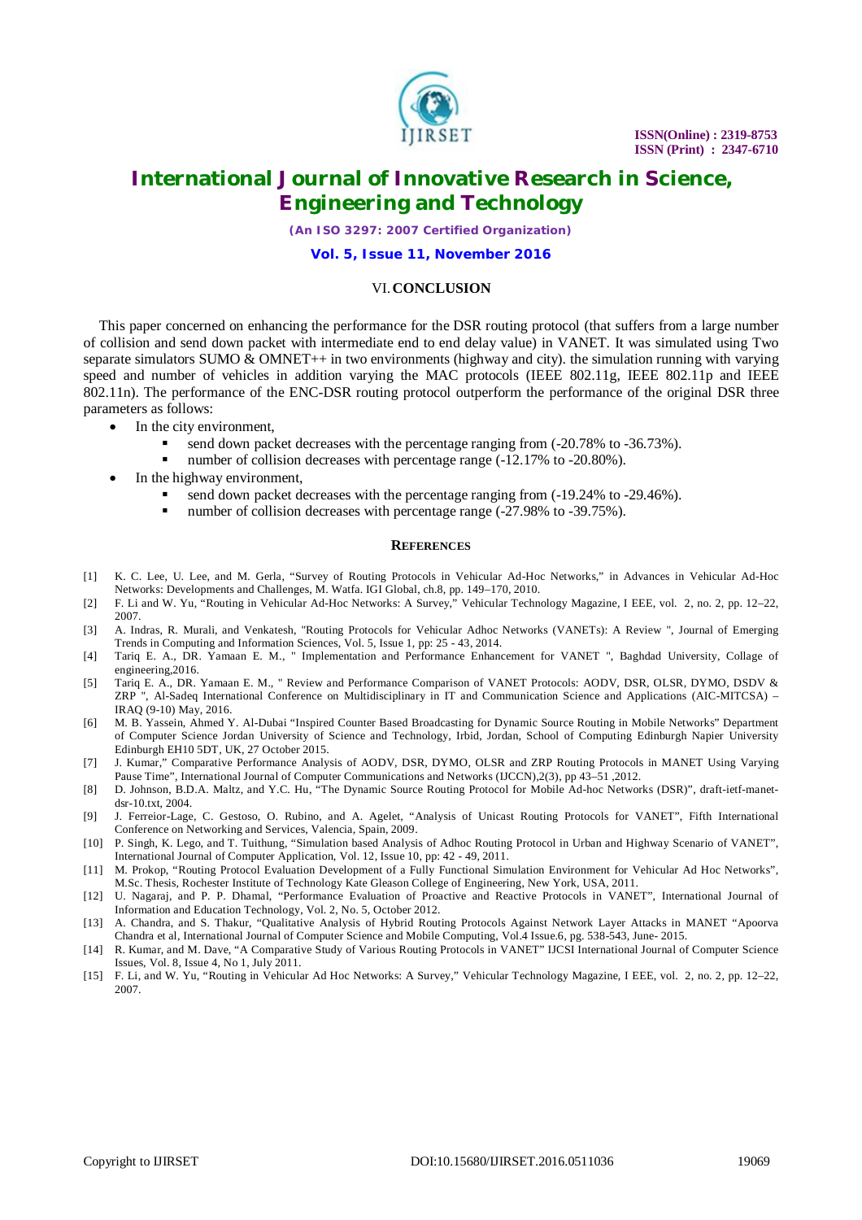## VI. CONCLUSION

This paper concerned on enhancing the performance for the DSR routing protocol (that suffers from a large number of collision and send down packet with intermediate end to end delay value) in VANET. It was simulated using Two separate simulators SUMO & OMNET++ in two environments (highway and city). the simulation running with varying speed and number of vehicles in addition varying the MAC protocols (IEEE 802.11g, IEEE 802.11p and IEEE 802.11n). The performance of the ENC-DSR routing protocol outperform the performance of the original DSR three parameters as follows:

- In the city environment,
  - send down packet decreases with the percentage ranging from (-20.78% to -36.73%).
  - number of collision decreases with percentage range (-12.17% to -20.80%).
- In the highway environment,
  - send down packet decreases with the percentage ranging from (-19.24% to -29.46%).
  - number of collision decreases with percentage range (-27.98% to -39.75%).

## REFERENCES

[1] K. C. Lee, U. Lee, and M. Gerla, "Survey of Routing Protocols in Vehicular Ad-Hoc Networks," in Advances in Vehicular Ad-Hoc Networks: Developments and Challenges, M. Watfa. IGI Global, ch.8, pp. 149–170, 2010.

[2] F. Li and W. Yu, "Routing in Vehicular Ad-Hoc Networks: A Survey," Vehicular Technology Magazine, I EEE, vol. 2, no. 2, pp. 12–22, 2007.

[3] A. Indras, R. Murali, and Venkatesh, "Routing Protocols for Vehicular Adhoc Networks (VANETs): A Review ", Journal of Emerging Trends in Computing and Information Sciences, Vol. 5, Issue 1, pp: 25 - 43, 2014.

[4] Tariq E. A., DR. Yamaan E. M., " Implementation and Performance Enhancement for VANET ", Baghdad University, Collage of engineering,2016.

[5] Tariq E. A., DR. Yamaan E. M., " Review and Performance Comparison of VANET Protocols: AODV, DSR, OLSR, DYMO, DSDV & ZRP ", Al-Sadeq International Conference on Multidisciplinary in IT and Communication Science and Applications (AIC-MITCSA) – IRAQ (9-10) May, 2016.

[6] M. B. Yassein, Ahmed Y. Al-Dubai "Inspired Counter Based Broadcasting for Dynamic Source Routing in Mobile Networks" Department of Computer Science Jordan University of Science and Technology, Irbid, Jordan, School of Computing Edinburgh Napier University Edinburgh EH10 5DT, UK, 27 October 2015.

[7] J. Kumar," Comparative Performance Analysis of AODV, DSR, DYMO, OLSR and ZRP Routing Protocols in MANET Using Varying Pause Time", International Journal of Computer Communications and Networks (IJCCN),2(3), pp 43–51 ,2012.

[8] D. Johnson, B.D.A. Maltz, and Y.C. Hu, "The Dynamic Source Routing Protocol for Mobile Ad-hoc Networks (DSR)", draft-ietf-manet-dsr-10.txt, 2004.

[9] J. Ferreior-Lage, C. Gestoso, O. Rubino, and A. Agelet, "Analysis of Unicast Routing Protocols for VANET", Fifth International Conference on Networking and Services, Valencia, Spain, 2009.

[10] P. Singh, K. Lego, and T. Tuithung, "Simulation based Analysis of Adhoc Routing Protocol in Urban and Highway Scenario of VANET", International Journal of Computer Application, Vol. 12, Issue 10, pp: 42 - 49, 2011.

[11] M. Prokop, "Routing Protocol Evaluation Development of a Fully Functional Simulation Environment for Vehicular Ad Hoc Networks", M.Sc. Thesis, Rochester Institute of Technology Kate Gleason College of Engineering, New York, USA, 2011.

[12] U. Nagaraj, and P. P. Dhamal, "Performance Evaluation of Proactive and Reactive Protocols in VANET", International Journal of Information and Education Technology, Vol. 2, No. 5, October 2012.

[13] A. Chandra, and S. Thakur, "Qualitative Analysis of Hybrid Routing Protocols Against Network Layer Attacks in MANET "Apoorva Chandra et al, International Journal of Computer Science and Mobile Computing, Vol.4 Issue.6, pg. 538-543, June- 2015.

[14] R. Kumar, and M. Dave, "A Comparative Study of Various Routing Protocols in VANET" IJCSI International Journal of Computer Science Issues, Vol. 8, Issue 4, No 1, July 2011.

[15] F. Li, and W. Yu, "Routing in Vehicular Ad Hoc Networks: A Survey," Vehicular Technology Magazine, I EEE, vol. 2, no. 2, pp. 12–22, 2007.